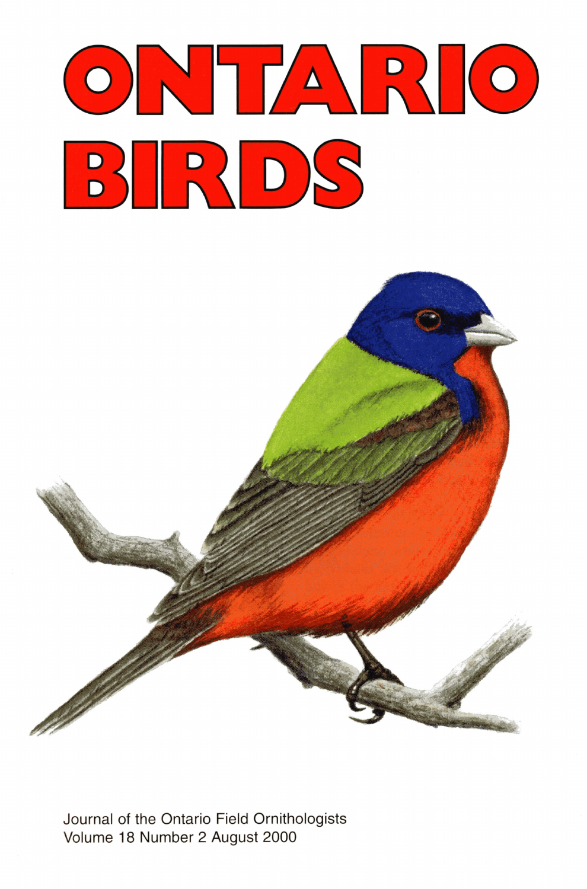# ONTARIO BIRDS

Journal of the Ontario Field Ornithologists
Volume 18 Number 2 August 2000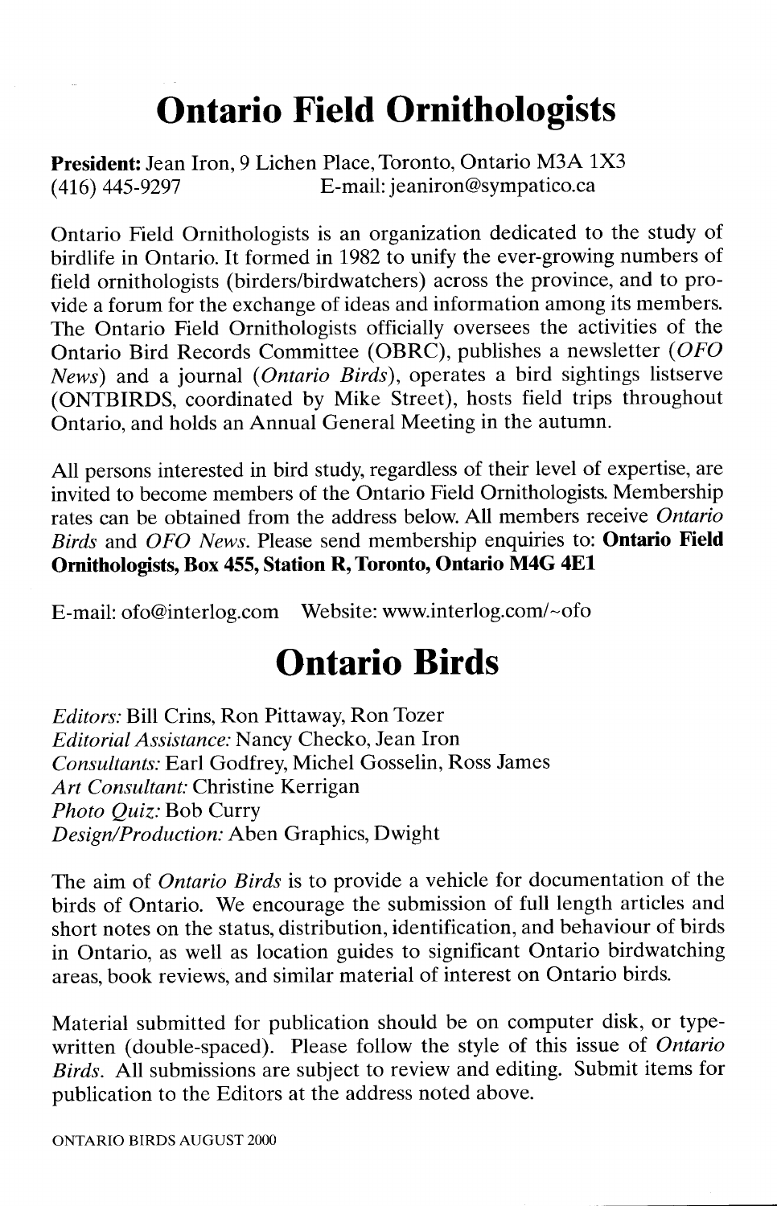# Ontario Field Ornithologists

**President:** Jean Iron, 9 Lichen Place, Toronto, Ontario M3A 1X3
(416) 445-9297 E-mail: jeaniron@sympatico.ca

Ontario Field Ornithologists is an organization dedicated to the study of birdlife in Ontario. It formed in 1982 to unify the ever-growing numbers of field ornithologists (birders/birdwatchers) across the province, and to provide a forum for the exchange of ideas and information among its members. The Ontario Field Ornithologists officially oversees the activities of the Ontario Bird Records Committee (OBRC), publishes a newsletter (*OFO News*) and a journal (*Ontario Birds*), operates a bird sightings listserve (ONTBIRDS, coordinated by Mike Street), hosts field trips throughout Ontario, and holds an Annual General Meeting in the autumn.

All persons interested in bird study, regardless of their level of expertise, are invited to become members of the Ontario Field Ornithologists. Membership rates can be obtained from the address below. All members receive *Ontario Birds* and *OFO News*. Please send membership enquiries to: **Ontario Field Ornithologists, Box 455, Station R, Toronto, Ontario M4G 4E1**

E-mail: ofo@interlog.com Website: www.interlog.com/~ofo

# Ontario Birds

*Editors:* Bill Crins, Ron Pittaway, Ron Tozer
*Editorial Assistance:* Nancy Checko, Jean Iron
*Consultants:* Earl Godfrey, Michel Gosselin, Ross James
*Art Consultant:* Christine Kerrigan
*Photo Quiz:* Bob Curry
*Design/Production:* Aben Graphics, Dwight

The aim of *Ontario Birds* is to provide a vehicle for documentation of the birds of Ontario. We encourage the submission of full length articles and short notes on the status, distribution, identification, and behaviour of birds in Ontario, as well as location guides to significant Ontario birdwatching areas, book reviews, and similar material of interest on Ontario birds.

Material submitted for publication should be on computer disk, or typewritten (double-spaced). Please follow the style of this issue of *Ontario Birds*. All submissions are subject to review and editing. Submit items for publication to the Editors at the address noted above.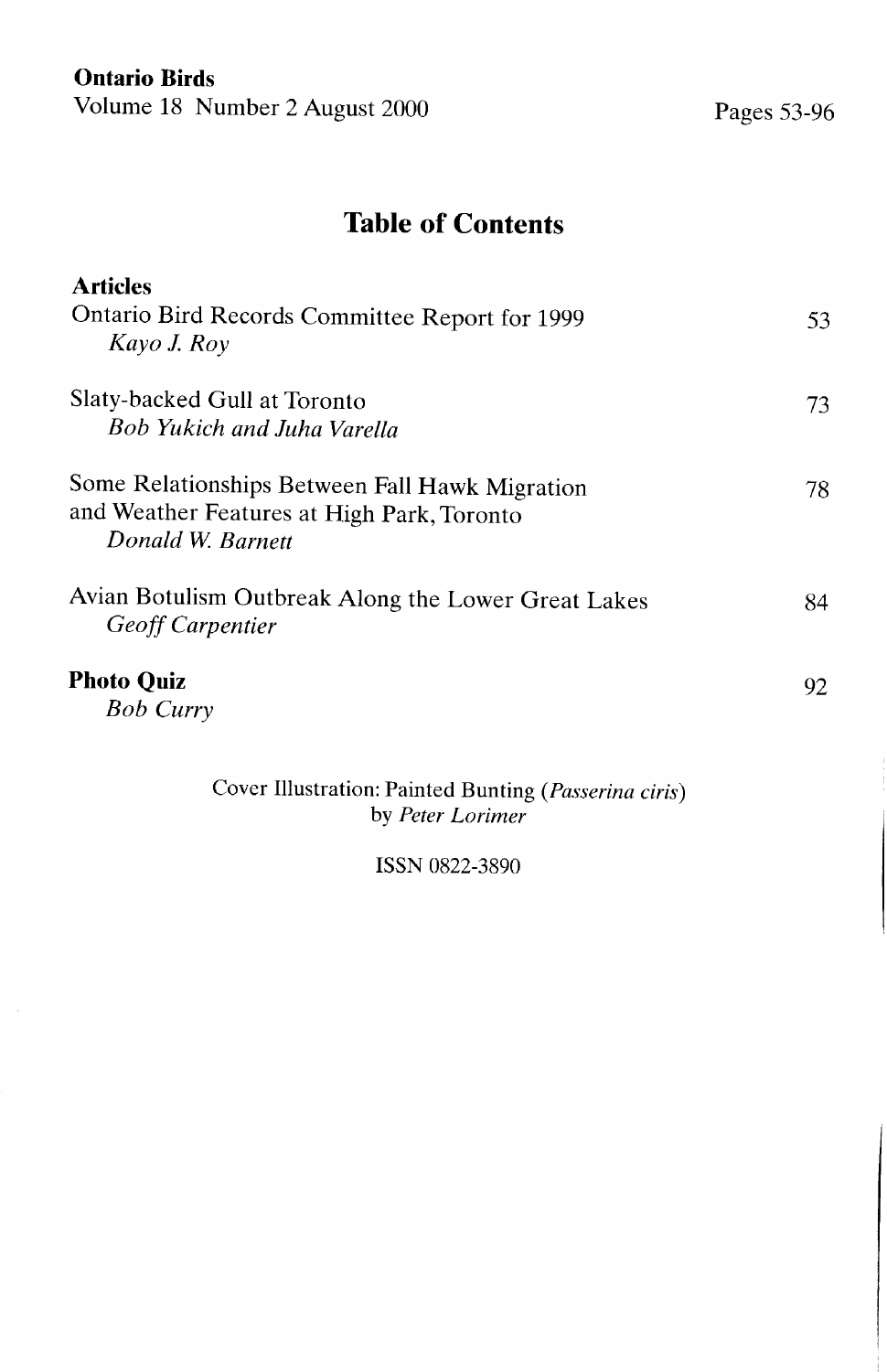**Ontario Birds**
Volume 18 Number 2 August 2000

Pages 53-96

# Table of Contents

**Articles**

Ontario Bird Records Committee Report for 1999 — 53
*Kayo J. Roy*

Slaty-backed Gull at Toronto — 73
*Bob Yukich and Juha Varella*

Some Relationships Between Fall Hawk Migration and Weather Features at High Park, Toronto — 78
*Donald W. Barnett*

Avian Botulism Outbreak Along the Lower Great Lakes — 84
*Geoff Carpentier*

**Photo Quiz** — 92
*Bob Curry*

Cover Illustration: Painted Bunting (*Passerina ciris*)
by *Peter Lorimer*

ISSN 0822-3890